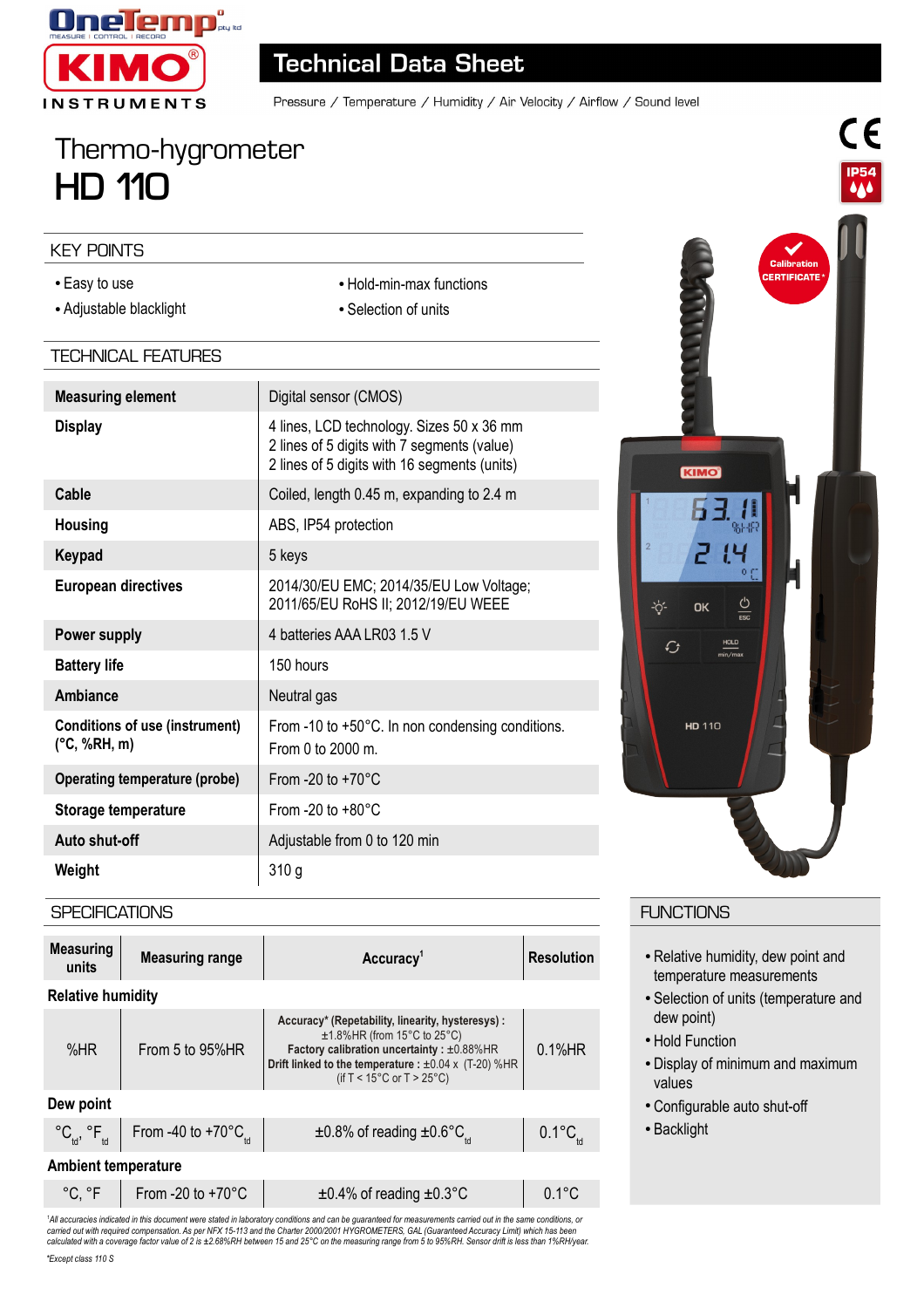OneTemp pty ltd — MEASURE | CONTROL | RECORD

KIMO INSTRUMENTS

# Technical Data Sheet

Pressure / Temperature / Humidity / Air Velocity / Airflow / Sound level

## Thermo-hygrometer
# HD 110

IP54

Calibration CERTIFICATE*

## KEY POINTS

- Easy to use
- Adjustable blacklight
- Hold-min-max functions
- Selection of units

## TECHNICAL FEATURES

| | |
|---|---|
| **Measuring element** | Digital sensor (CMOS) |
| **Display** | 4 lines, LCD technology. Sizes 50 x 36 mm<br>2 lines of 5 digits with 7 segments (value)<br>2 lines of 5 digits with 16 segments (units) |
| **Cable** | Coiled, length 0.45 m, expanding to 2.4 m |
| **Housing** | ABS, IP54 protection |
| **Keypad** | 5 keys |
| **European directives** | 2014/30/EU EMC; 2014/35/EU Low Voltage; 2011/65/EU RoHS II; 2012/19/EU WEEE |
| **Power supply** | 4 batteries AAA LR03 1.5 V |
| **Battery life** | 150 hours |
| **Ambiance** | Neutral gas |
| **Conditions of use (instrument) (°C, %RH, m)** | From -10 to +50°C. In non condensing conditions.<br>From 0 to 2000 m. |
| **Operating temperature (probe)** | From -20 to +70°C |
| **Storage temperature** | From -20 to +80°C |
| **Auto shut-off** | Adjustable from 0 to 120 min |
| **Weight** | 310 g |

## SPECIFICATIONS

| Measuring units | Measuring range | Accuracy[1] | Resolution |
|---|---|---|---|
| **Relative humidity** | | | |
| %HR | From 5 to 95%HR | **Accuracy\* (Repetability, linearity, hysteresys) :** ±1.8%HR (from 15°C to 25°C)<br>**Factory calibration uncertainty :** ±0.88%HR<br>**Drift linked to the temperature :** ±0.04 x (T-20) %HR (if T < 15°C or T > 25°C) | 0.1%HR |
| **Dew point** | | | |
| $°C_{td}$, $°F_{td}$ | From -40 to +70$°C_{td}$ | ±0.8% of reading ±0.6$°C_{td}$ | 0.1$°C_{td}$ |
| **Ambient temperature** | | | |
| °C, °F | From -20 to +70°C | ±0.4% of reading ±0.3°C | 0.1°C |

[1]*All accuracies indicated in this document were stated in laboratory conditions and can be guaranteed for measurements carried out in the same conditions, or carried out with required compensation. As per NFX 15-113 and the Charter 2000/2001 HYGROMETERS, GAL (Guaranteed Accuracy Limit) which has been calculated with a coverage factor value of 2 is ±2.68%RH between 15 and 25°C on the measuring range from 5 to 95%RH. Sensor drift is less than 1%RH/year.*

*\*Except class 110 S*

## FUNCTIONS

- Relative humidity, dew point and temperature measurements
- Selection of units (temperature and dew point)
- Hold Function
- Display of minimum and maximum values
- Configurable auto shut-off
- Backlight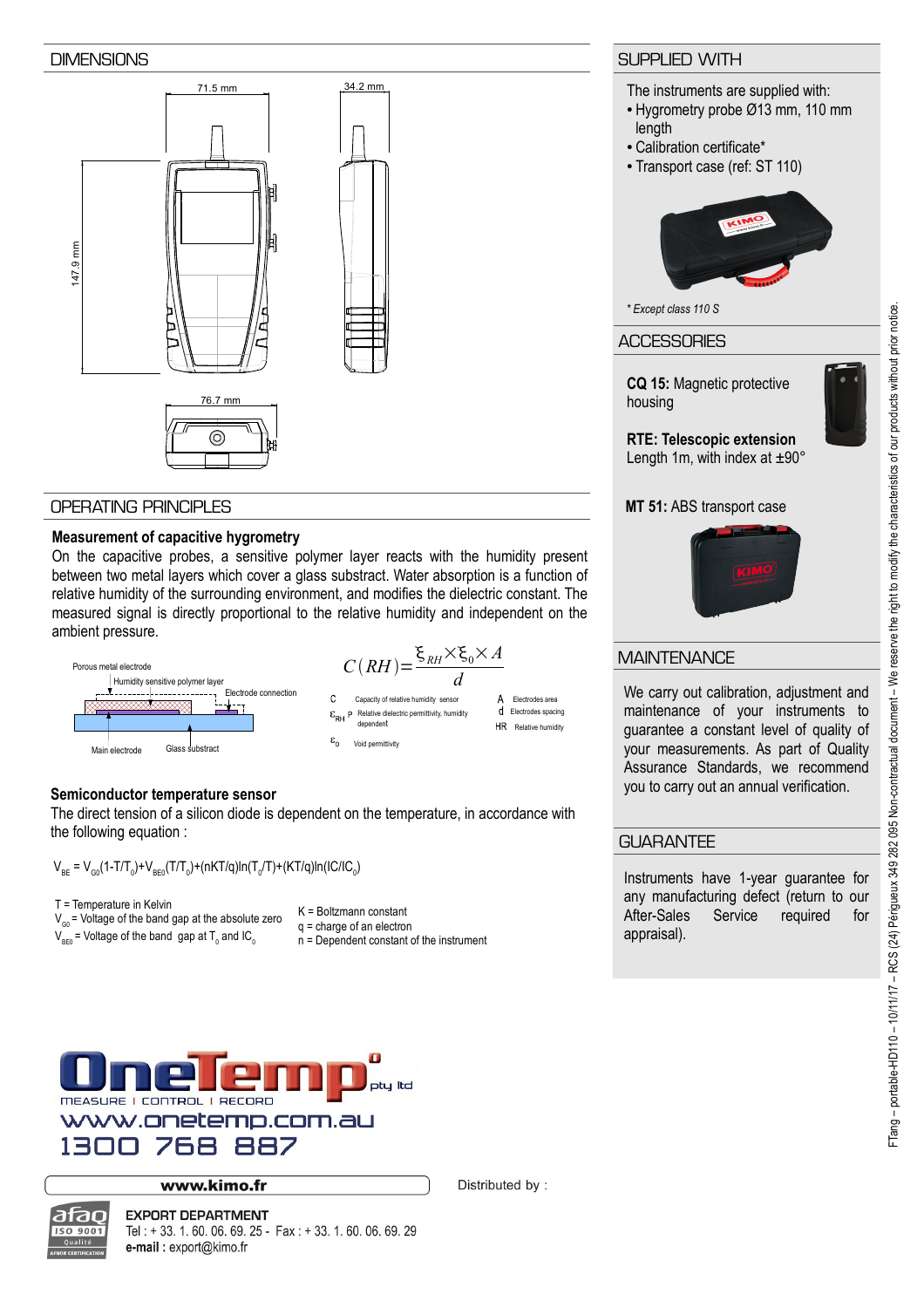## DIMENSIONS

71.5 mm

34.2 mm

147.9 mm

76.7 mm

## OPERATING PRINCIPLES

### Measurement of capacitive hygrometry

On the capacitive probes, a sensitive polymer layer reacts with the humidity present between two metal layers which cover a glass substract. Water absorption is a function of relative humidity of the surrounding environment, and modifies the dielectric constant. The measured signal is directly proportional to the relative humidity and independent on the ambient pressure.

Porous metal electrode

Humidity sensitive polymer layer

Electrode connection

Main electrode

Glass substract

$$C(RH) = \frac{\xi_{RH} \times \xi_0 \times A}{d}$$

C Capacity of relative humidity sensor

$\varepsilon_{RH}$ P Relative dielectric permittivity, humidity dependent

$\varepsilon_0$ Void permittivity

A Electrodes area

d Electrodes spacing

HR Relative humidity

### Semiconductor temperature sensor

The direct tension of a silicon diode is dependent on the temperature, in accordance with the following equation :

$$V_{BE} = V_{G0}(1-T/T_0)+V_{BE0}(T/T_0)+(nKT/q)\ln(T_0/T)+(KT/q)\ln(IC/IC_0)$$

T = Temperature in Kelvin

$V_{G0}$ = Voltage of the band gap at the absolute zero

$V_{BE0}$ = Voltage of the band gap at $T_0$ and $IC_0$

K = Boltzmann constant

q = charge of an electron

n = Dependent constant of the instrument

## SUPPLIED WITH

The instruments are supplied with:

- Hygrometry probe Ø13 mm, 110 mm length
- Calibration certificate*
- Transport case (ref: ST 110)

*\* Except class 110 S*

## ACCESSORIES

**CQ 15:** Magnetic protective housing

**RTE: Telescopic extension**
Length 1m, with index at ±90°

**MT 51:** ABS transport case

## MAINTENANCE

We carry out calibration, adjustment and maintenance of your instruments to guarantee a constant level of quality of your measurements. As part of Quality Assurance Standards, we recommend you to carry out an annual verification.

## GUARANTEE

Instruments have 1-year guarantee for any manufacturing defect (return to our After-Sales Service required for appraisal).

OneTemp pty ltd
MEASURE | CONTROL | RECORD
www.onetemp.com.au
1300 768 887

**www.kimo.fr**

Distributed by :

**EXPORT DEPARTMENT**
Tel : + 33. 1. 60. 06. 69. 25 - Fax : + 33. 1. 60. 06. 69. 29
**e-mail :** export@kimo.fr

FTang – portable-HD110 – 10/11/17 – RCS (24) Périgueux 349 282 095 Non-contractual document – We reserve the right to modify the characteristics of our products without prior notice.